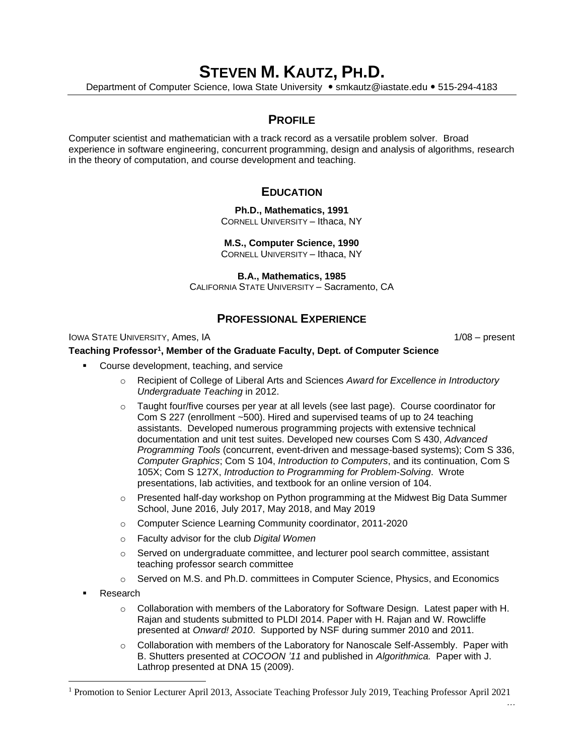# Steven M. Kautz, Ph.D.

Department of Computer Science, Iowa State University • smkautz@iastate.edu • 515-294-4183

## Profile

Computer scientist and mathematician with a track record as a versatile problem solver. Broad experience in software engineering, concurrent programming, design and analysis of algorithms, research in the theory of computation, and course development and teaching.

## Education

**Ph.D., Mathematics, 1991**
Cornell University – Ithaca, NY

**M.S., Computer Science, 1990**
Cornell University – Ithaca, NY

**B.A., Mathematics, 1985**
California State University – Sacramento, CA

## Professional Experience

Iowa State University, Ames, IA — 1/08 – present

**Teaching Professor[1], Member of the Graduate Faculty, Dept. of Computer Science**

- Course development, teaching, and service
  - Recipient of College of Liberal Arts and Sciences *Award for Excellence in Introductory Undergraduate Teaching* in 2012.
  - Taught four/five courses per year at all levels (see last page). Course coordinator for Com S 227 (enrollment ~500). Hired and supervised teams of up to 24 teaching assistants. Developed numerous programming projects with extensive technical documentation and unit test suites. Developed new courses Com S 430, *Advanced Programming Tools* (concurrent, event-driven and message-based systems); Com S 336, *Computer Graphics*; Com S 104, *Introduction to Computers*, and its continuation, Com S 105X; Com S 127X, *Introduction to Programming for Problem-Solving*. Wrote presentations, lab activities, and textbook for an online version of 104.
  - Presented half-day workshop on Python programming at the Midwest Big Data Summer School, June 2016, July 2017, May 2018, and May 2019
  - Computer Science Learning Community coordinator, 2011-2020
  - Faculty advisor for the club *Digital Women*
  - Served on undergraduate committee, and lecturer pool search committee, assistant teaching professor search committee
  - Served on M.S. and Ph.D. committees in Computer Science, Physics, and Economics
- Research
  - Collaboration with members of the Laboratory for Software Design. Latest paper with H. Rajan and students submitted to PLDI 2014. Paper with H. Rajan and W. Rowcliffe presented at *Onward! 2010*. Supported by NSF during summer 2010 and 2011.
  - Collaboration with members of the Laboratory for Nanoscale Self-Assembly. Paper with B. Shutters presented at *COCOON '11* and published in *Algorithmica.* Paper with J. Lathrop presented at DNA 15 (2009).

[1] Promotion to Senior Lecturer April 2013, Associate Teaching Professor July 2019, Teaching Professor April 2021

…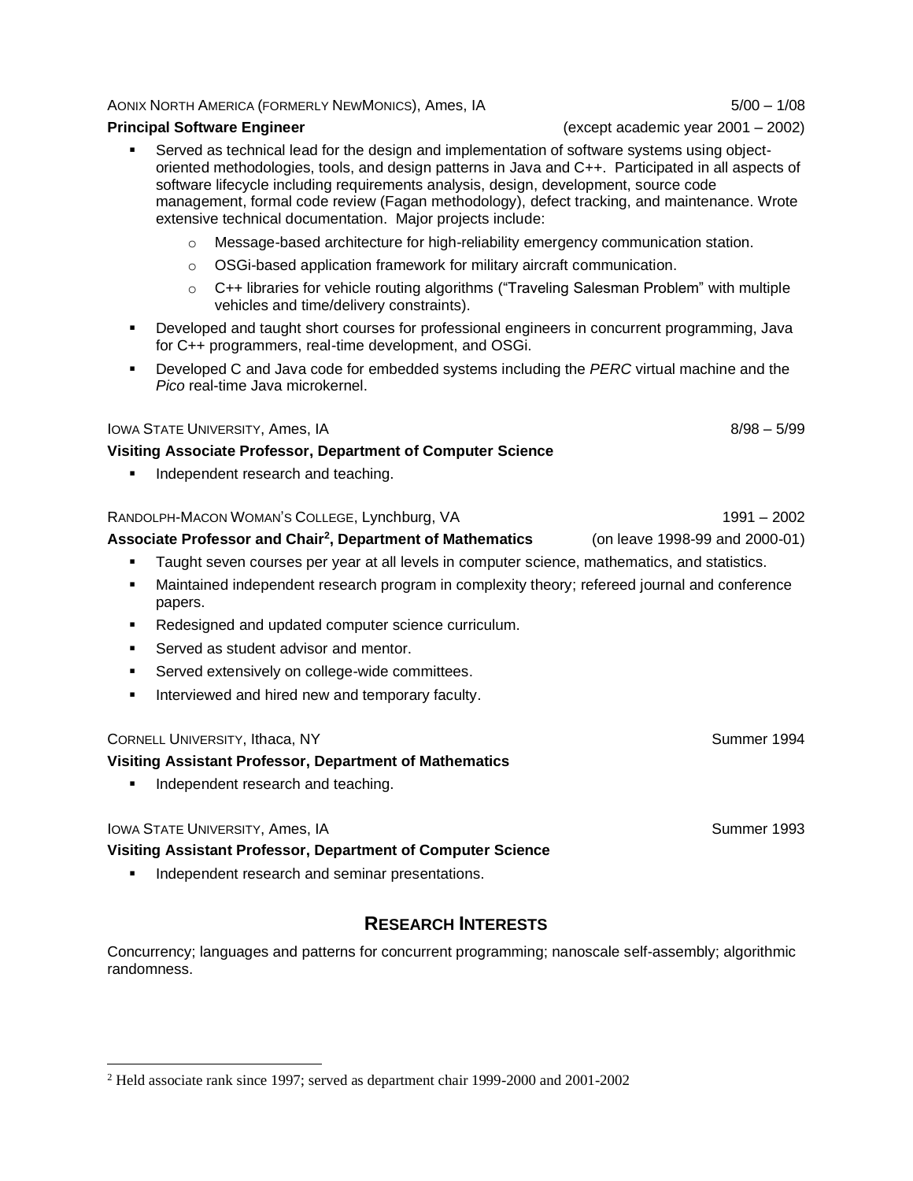AONIX NORTH AMERICA (FORMERLY NEWMONICS), Ames, IA 5/00 – 1/08

**Principal Software Engineer** (except academic year 2001 – 2002)

- Served as technical lead for the design and implementation of software systems using object-oriented methodologies, tools, and design patterns in Java and C++. Participated in all aspects of software lifecycle including requirements analysis, design, development, source code management, formal code review (Fagan methodology), defect tracking, and maintenance. Wrote extensive technical documentation. Major projects include:
  - Message-based architecture for high-reliability emergency communication station.
  - OSGi-based application framework for military aircraft communication.
  - C++ libraries for vehicle routing algorithms ("Traveling Salesman Problem" with multiple vehicles and time/delivery constraints).
- Developed and taught short courses for professional engineers in concurrent programming, Java for C++ programmers, real-time development, and OSGi.
- Developed C and Java code for embedded systems including the *PERC* virtual machine and the *Pico* real-time Java microkernel.

IOWA STATE UNIVERSITY, Ames, IA 8/98 – 5/99

**Visiting Associate Professor, Department of Computer Science**

- Independent research and teaching.

RANDOLPH-MACON WOMAN'S COLLEGE, Lynchburg, VA 1991 – 2002

**Associate Professor and Chair[2], Department of Mathematics** (on leave 1998-99 and 2000-01)

- Taught seven courses per year at all levels in computer science, mathematics, and statistics.
- Maintained independent research program in complexity theory; refereed journal and conference papers.
- Redesigned and updated computer science curriculum.
- Served as student advisor and mentor.
- Served extensively on college-wide committees.
- Interviewed and hired new and temporary faculty.

CORNELL UNIVERSITY, Ithaca, NY Summer 1994

**Visiting Assistant Professor, Department of Mathematics**

- Independent research and teaching.

IOWA STATE UNIVERSITY, Ames, IA Summer 1993

**Visiting Assistant Professor, Department of Computer Science**

- Independent research and seminar presentations.

## RESEARCH INTERESTS

Concurrency; languages and patterns for concurrent programming; nanoscale self-assembly; algorithmic randomness.

---

[2] Held associate rank since 1997; served as department chair 1999-2000 and 2001-2002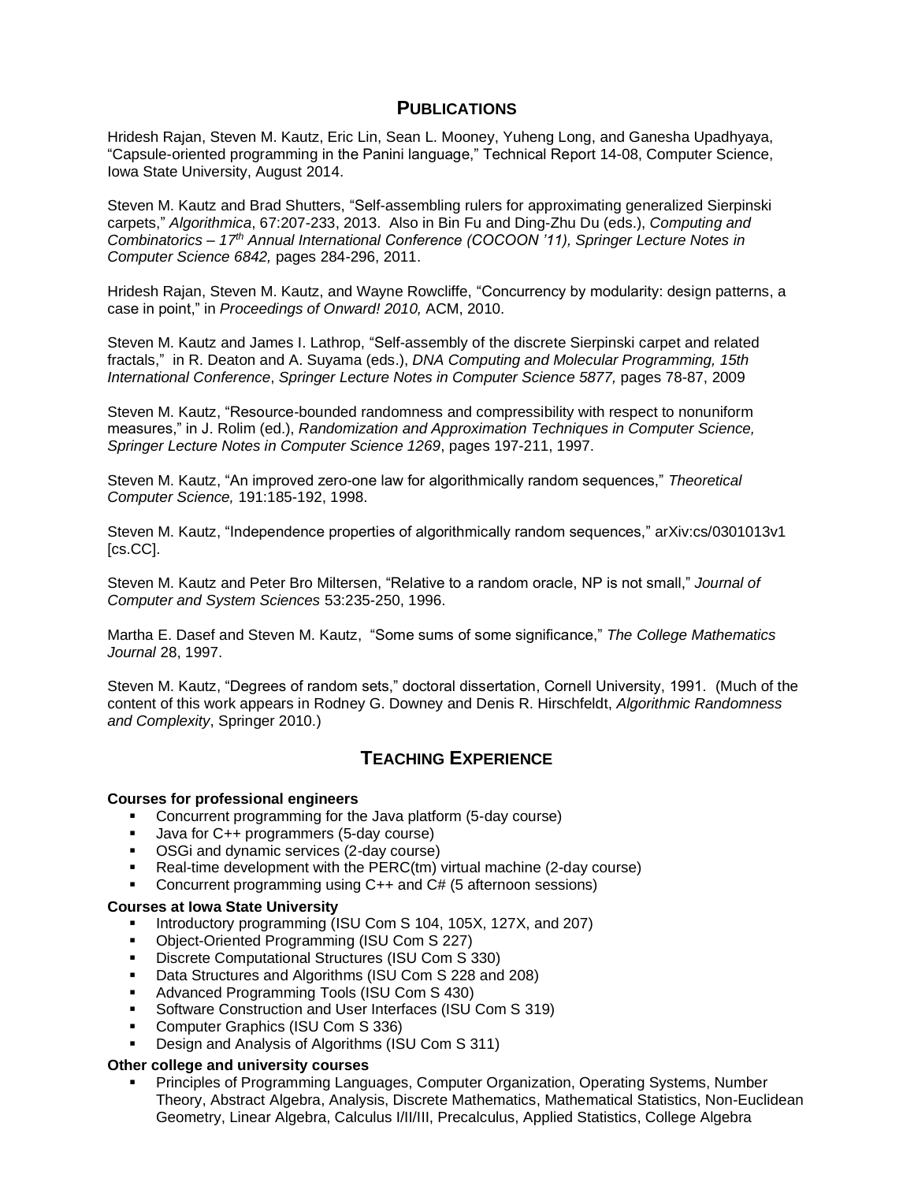## Publications

Hridesh Rajan, Steven M. Kautz, Eric Lin, Sean L. Mooney, Yuheng Long, and Ganesha Upadhyaya, "Capsule-oriented programming in the Panini language," Technical Report 14-08, Computer Science, Iowa State University, August 2014.

Steven M. Kautz and Brad Shutters, "Self-assembling rulers for approximating generalized Sierpinski carpets," *Algorithmica*, 67:207-233, 2013. Also in Bin Fu and Ding-Zhu Du (eds.), *Computing and Combinatorics – 17th Annual International Conference (COCOON '11), Springer Lecture Notes in Computer Science 6842,* pages 284-296, 2011.

Hridesh Rajan, Steven M. Kautz, and Wayne Rowcliffe, "Concurrency by modularity: design patterns, a case in point," in *Proceedings of Onward! 2010,* ACM, 2010.

Steven M. Kautz and James I. Lathrop, "Self-assembly of the discrete Sierpinski carpet and related fractals," in R. Deaton and A. Suyama (eds.), *DNA Computing and Molecular Programming, 15th International Conference*, *Springer Lecture Notes in Computer Science 5877,* pages 78-87, 2009

Steven M. Kautz, "Resource-bounded randomness and compressibility with respect to nonuniform measures," in J. Rolim (ed.), *Randomization and Approximation Techniques in Computer Science, Springer Lecture Notes in Computer Science 1269*, pages 197-211, 1997.

Steven M. Kautz, "An improved zero-one law for algorithmically random sequences," *Theoretical Computer Science,* 191:185-192, 1998.

Steven M. Kautz, "Independence properties of algorithmically random sequences," arXiv:cs/0301013v1 [cs.CC].

Steven M. Kautz and Peter Bro Miltersen, "Relative to a random oracle, NP is not small," *Journal of Computer and System Sciences* 53:235-250, 1996.

Martha E. Dasef and Steven M. Kautz, "Some sums of some significance," *The College Mathematics Journal* 28, 1997.

Steven M. Kautz, "Degrees of random sets," doctoral dissertation, Cornell University, 1991. (Much of the content of this work appears in Rodney G. Downey and Denis R. Hirschfeldt, *Algorithmic Randomness and Complexity*, Springer 2010.)

## Teaching Experience

**Courses for professional engineers**

- Concurrent programming for the Java platform (5-day course)
- Java for C++ programmers (5-day course)
- OSGi and dynamic services (2-day course)
- Real-time development with the PERC(tm) virtual machine (2-day course)
- Concurrent programming using C++ and C# (5 afternoon sessions)

**Courses at Iowa State University**

- Introductory programming (ISU Com S 104, 105X, 127X, and 207)
- Object-Oriented Programming (ISU Com S 227)
- Discrete Computational Structures (ISU Com S 330)
- Data Structures and Algorithms (ISU Com S 228 and 208)
- Advanced Programming Tools (ISU Com S 430)
- Software Construction and User Interfaces (ISU Com S 319)
- Computer Graphics (ISU Com S 336)
- Design and Analysis of Algorithms (ISU Com S 311)

**Other college and university courses**

- Principles of Programming Languages, Computer Organization, Operating Systems, Number Theory, Abstract Algebra, Analysis, Discrete Mathematics, Mathematical Statistics, Non-Euclidean Geometry, Linear Algebra, Calculus I/II/III, Precalculus, Applied Statistics, College Algebra